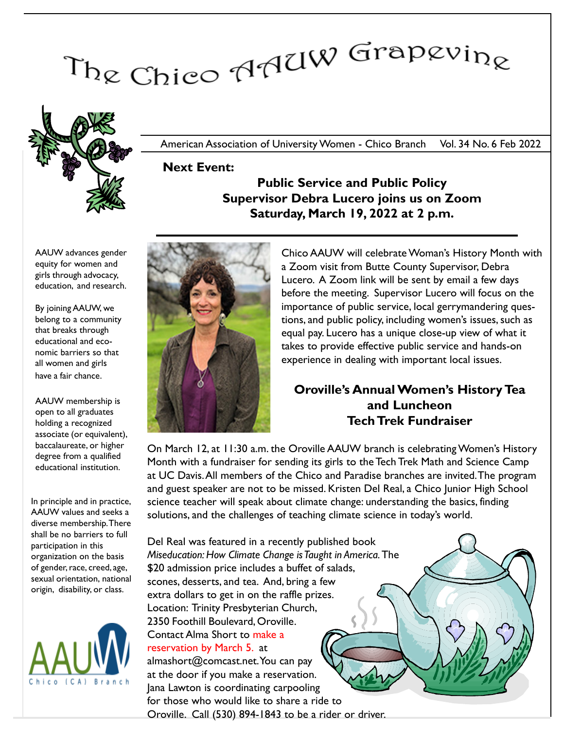# The Chico AAUW Grapevine

American Association of University Women - Chico Branch Vol. 34 No. 6 Feb 2022

AAUW advances gender equity for women and girls through advocacy, education, and research.

By joining AAUW, we belong to a community that breaks through educational and economic barriers so that all women and girls have a fair chance.

AAUW membership is open to all graduates holding a recognized associate (or equivalent), baccalaureate, or higher degree from a qualified educational institution.

In principle and in practice, AAUW values and seeks a diverse membership. There shall be no barriers to full participation in this organization on the basis of gender, race, creed, age, sexual orientation, national origin, disability, or class.

AAUW Chico (CA) Branch

**Next Event:**

## Public Service and Public Policy
## Supervisor Debra Lucero joins us on Zoom
## Saturday, March 19, 2022 at 2 p.m.

Chico AAUW will celebrate Woman's History Month with a Zoom visit from Butte County Supervisor, Debra Lucero. A Zoom link will be sent by email a few days before the meeting. Supervisor Lucero will focus on the importance of public service, local gerrymandering questions, and public policy, including women's issues, such as equal pay. Lucero has a unique close-up view of what it takes to provide effective public service and hands-on experience in dealing with important local issues.

## Oroville's Annual Women's History Tea and Luncheon Tech Trek Fundraiser

On March 12, at 11:30 a.m. the Oroville AAUW branch is celebrating Women's History Month with a fundraiser for sending its girls to the Tech Trek Math and Science Camp at UC Davis. All members of the Chico and Paradise branches are invited. The program and guest speaker are not to be missed. Kristen Del Real, a Chico Junior High School science teacher will speak about climate change: understanding the basics, finding solutions, and the challenges of teaching climate science in today's world.

Del Real was featured in a recently published book *Miseducation: How Climate Change is Taught in America.* The $20 admission price includes a buffet of salads, scones, desserts, and tea. And, bring a few extra dollars to get in on the raffle prizes. Location: Trinity Presbyterian Church, 2350 Foothill Boulevard, Oroville. Contact Alma Short to make a reservation by March 5. at almashort@comcast.net. You can pay at the door if you make a reservation. Jana Lawton is coordinating carpooling for those who would like to share a ride to Oroville. Call (530) 894-1843 to be a rider or driver.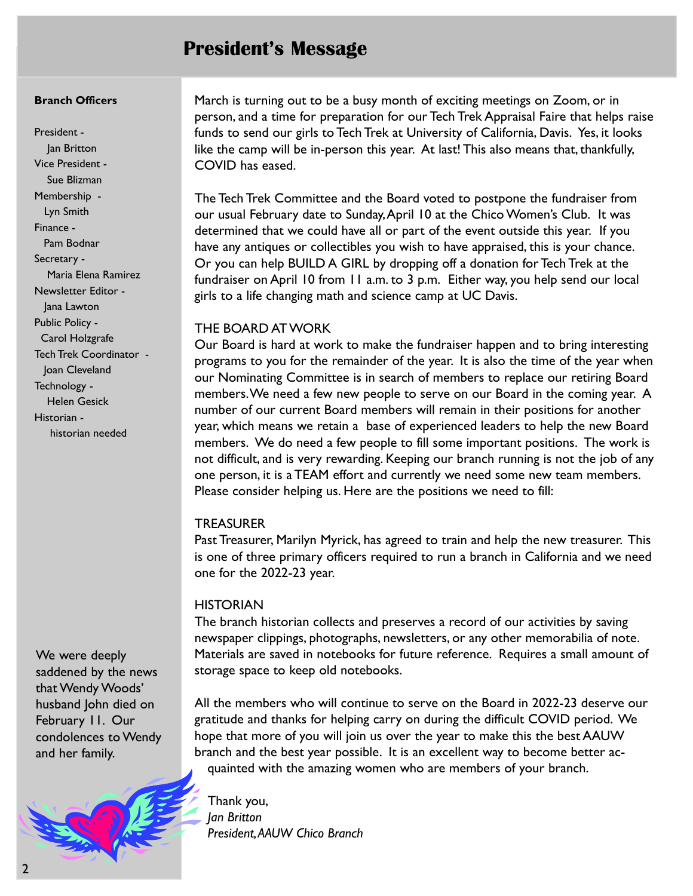# President's Message

**Branch Officers**

President -
Jan Britton
Vice President -
Sue Blizman
Membership -
Lyn Smith
Finance -
Pam Bodnar
Secretary -
Maria Elena Ramirez
Newsletter Editor -
Jana Lawton
Public Policy -
Carol Holzgrafe
Tech Trek Coordinator -
Joan Cleveland
Technology -
Helen Gesick
Historian -
historian needed

We were deeply saddened by the news that Wendy Woods' husband John died on February 11. Our condolences to Wendy and her family.

March is turning out to be a busy month of exciting meetings on Zoom, or in person, and a time for preparation for our Tech Trek Appraisal Faire that helps raise funds to send our girls to Tech Trek at University of California, Davis. Yes, it looks like the camp will be in-person this year. At last! This also means that, thankfully, COVID has eased.

The Tech Trek Committee and the Board voted to postpone the fundraiser from our usual February date to Sunday, April 10 at the Chico Women's Club. It was determined that we could have all or part of the event outside this year. If you have any antiques or collectibles you wish to have appraised, this is your chance. Or you can help BUILD A GIRL by dropping off a donation for Tech Trek at the fundraiser on April 10 from 11 a.m. to 3 p.m. Either way, you help send our local girls to a life changing math and science camp at UC Davis.

THE BOARD AT WORK
Our Board is hard at work to make the fundraiser happen and to bring interesting programs to you for the remainder of the year. It is also the time of the year when our Nominating Committee is in search of members to replace our retiring Board members. We need a few new people to serve on our Board in the coming year. A number of our current Board members will remain in their positions for another year, which means we retain a base of experienced leaders to help the new Board members. We do need a few people to fill some important positions. The work is not difficult, and is very rewarding. Keeping our branch running is not the job of any one person, it is a TEAM effort and currently we need some new team members. Please consider helping us. Here are the positions we need to fill:

TREASURER
Past Treasurer, Marilyn Myrick, has agreed to train and help the new treasurer. This is one of three primary officers required to run a branch in California and we need one for the 2022-23 year.

HISTORIAN
The branch historian collects and preserves a record of our activities by saving newspaper clippings, photographs, newsletters, or any other memorabilia of note. Materials are saved in notebooks for future reference. Requires a small amount of storage space to keep old notebooks.

All the members who will continue to serve on the Board in 2022-23 deserve our gratitude and thanks for helping carry on during the difficult COVID period. We hope that more of you will join us over the year to make this the best AAUW branch and the best year possible. It is an excellent way to become better acquainted with the amazing women who are members of your branch.

Thank you,
*Jan Britton*
*President, AAUW Chico Branch*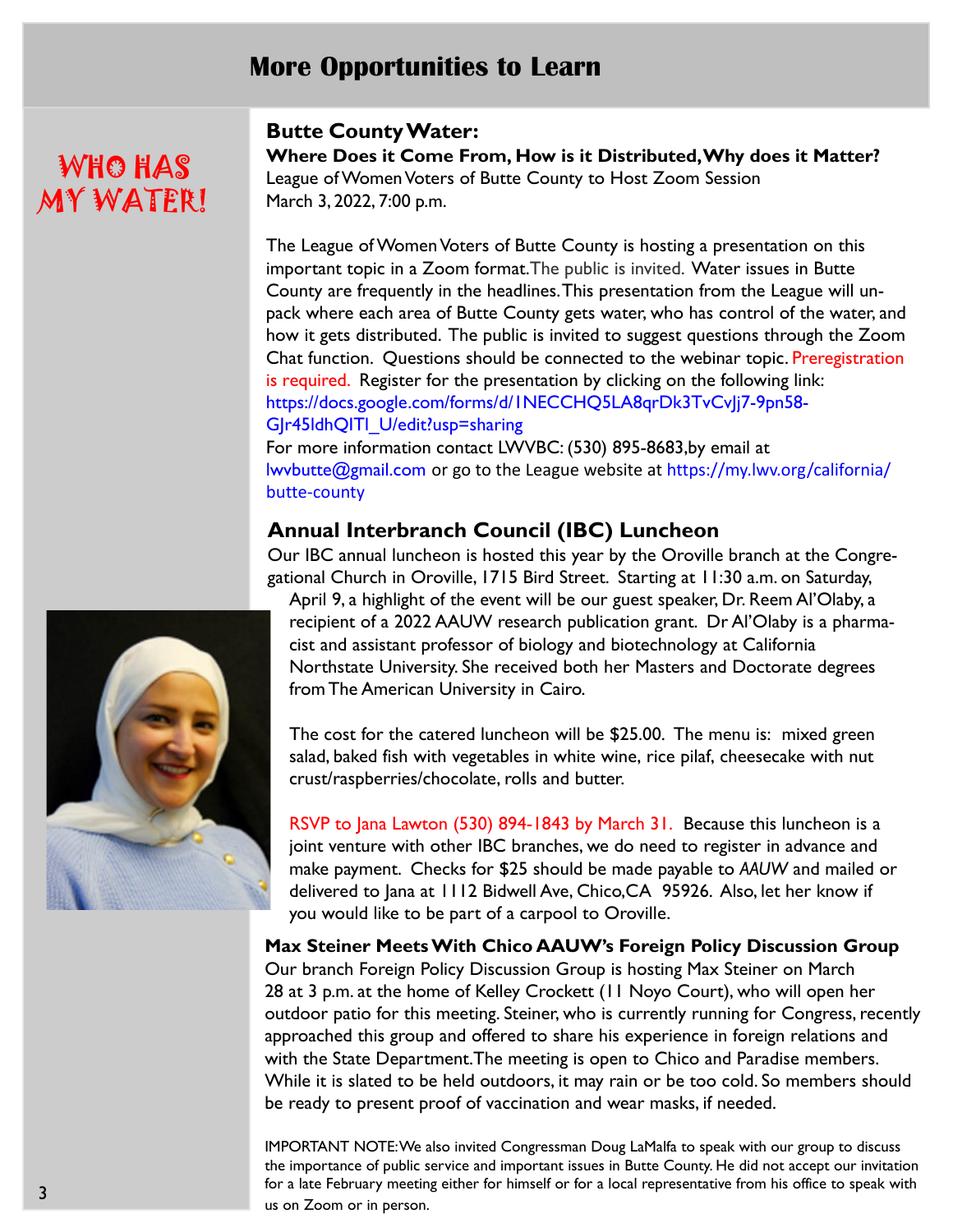# More Opportunities to Learn

WHO HAS MY WATER!

## Butte County Water:

**Where Does it Come From, How is it Distributed, Why does it Matter?**

League of Women Voters of Butte County to Host Zoom Session

March 3, 2022, 7:00 p.m.

The League of Women Voters of Butte County is hosting a presentation on this important topic in a Zoom format. The public is invited. Water issues in Butte County are frequently in the headlines. This presentation from the League will unpack where each area of Butte County gets water, who has control of the water, and how it gets distributed. The public is invited to suggest questions through the Zoom Chat function. Questions should be connected to the webinar topic. Preregistration is required. Register for the presentation by clicking on the following link: https://docs.google.com/forms/d/1NECCHQ5LA8qrDk3TvCvJj7-9pn58-GJr45ldhQITI_U/edit?usp=sharing

For more information contact LWVBC: (530) 895-8683,by email at lwvbutte@gmail.com or go to the League website at https://my.lwv.org/california/butte-county

## Annual Interbranch Council (IBC) Luncheon

Our IBC annual luncheon is hosted this year by the Oroville branch at the Congregational Church in Oroville, 1715 Bird Street. Starting at 11:30 a.m. on Saturday, April 9, a highlight of the event will be our guest speaker, Dr. Reem Al'Olaby, a recipient of a 2022 AAUW research publication grant. Dr Al'Olaby is a pharmacist and assistant professor of biology and biotechnology at California Northstate University. She received both her Masters and Doctorate degrees from The American University in Cairo.

The cost for the catered luncheon will be $25.00. The menu is: mixed green salad, baked fish with vegetables in white wine, rice pilaf, cheesecake with nut crust/raspberries/chocolate, rolls and butter.

RSVP to Jana Lawton (530) 894-1843 by March 31. Because this luncheon is a joint venture with other IBC branches, we do need to register in advance and make payment. Checks for $25 should be made payable to *AAUW* and mailed or delivered to Jana at 1112 Bidwell Ave, Chico, CA 95926. Also, let her know if you would like to be part of a carpool to Oroville.

## Max Steiner Meets With Chico AAUW's Foreign Policy Discussion Group

Our branch Foreign Policy Discussion Group is hosting Max Steiner on March 28 at 3 p.m. at the home of Kelley Crockett (11 Noyo Court), who will open her outdoor patio for this meeting. Steiner, who is currently running for Congress, recently approached this group and offered to share his experience in foreign relations and with the State Department. The meeting is open to Chico and Paradise members. While it is slated to be held outdoors, it may rain or be too cold. So members should be ready to present proof of vaccination and wear masks, if needed.

IMPORTANT NOTE: We also invited Congressman Doug LaMalfa to speak with our group to discuss the importance of public service and important issues in Butte County. He did not accept our invitation for a late February meeting either for himself or for a local representative from his office to speak with us on Zoom or in person.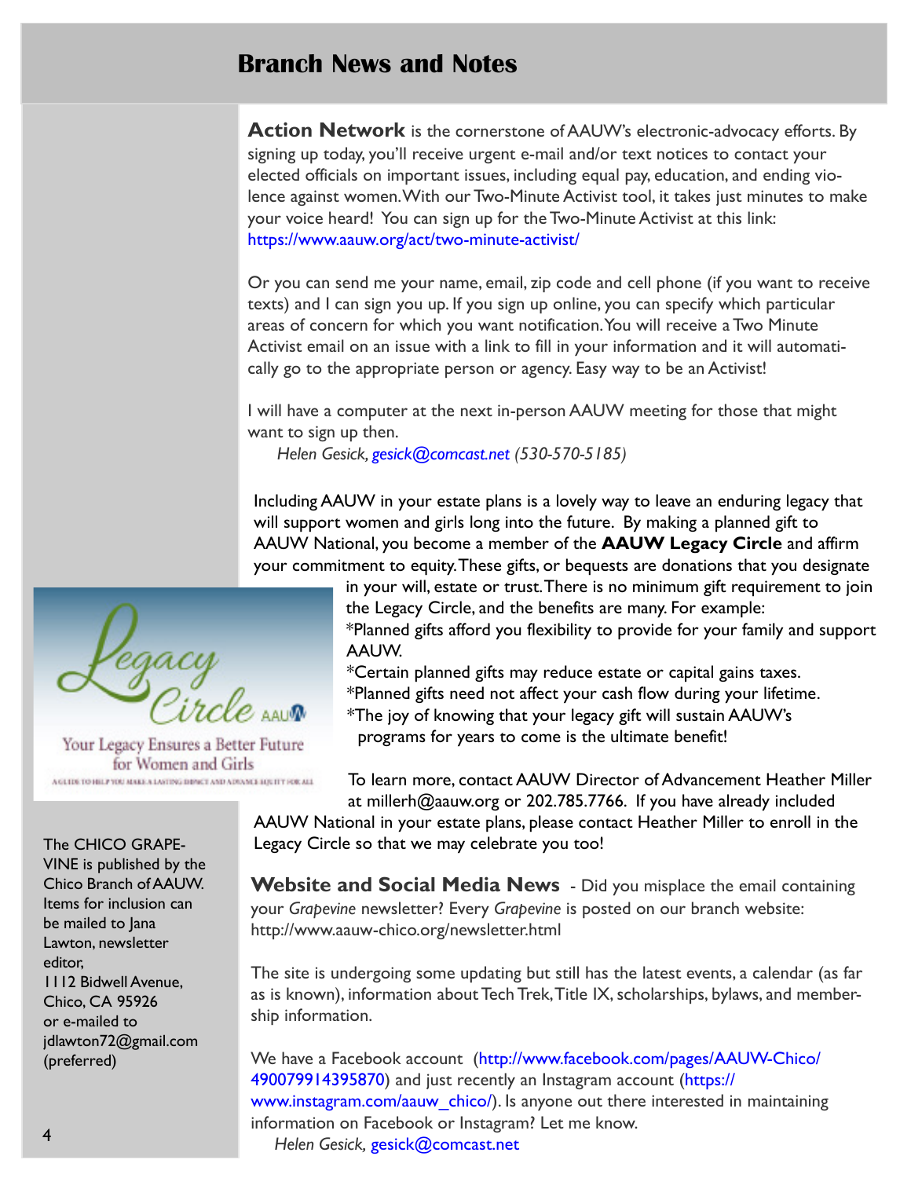# Branch News and Notes

**Action Network** is the cornerstone of AAUW's electronic-advocacy efforts. By signing up today, you'll receive urgent e-mail and/or text notices to contact your elected officials on important issues, including equal pay, education, and ending violence against women. With our Two-Minute Activist tool, it takes just minutes to make your voice heard! You can sign up for the Two-Minute Activist at this link: https://www.aauw.org/act/two-minute-activist/

Or you can send me your name, email, zip code and cell phone (if you want to receive texts) and I can sign you up. If you sign up online, you can specify which particular areas of concern for which you want notification. You will receive a Two Minute Activist email on an issue with a link to fill in your information and it will automatically go to the appropriate person or agency. Easy way to be an Activist!

I will have a computer at the next in-person AAUW meeting for those that might want to sign up then.

*Helen Gesick, gesick@comcast.net (530-570-5185)*

Including AAUW in your estate plans is a lovely way to leave an enduring legacy that will support women and girls long into the future. By making a planned gift to AAUW National, you become a member of the **AAUW Legacy Circle** and affirm your commitment to equity. These gifts, or bequests are donations that you designate in your will, estate or trust. There is no minimum gift requirement to join the Legacy Circle, and the benefits are many. For example:

*Planned gifts afford you flexibility to provide for your family and support AAUW.
*Certain planned gifts may reduce estate or capital gains taxes.
*Planned gifts need not affect your cash flow during your lifetime.
*The joy of knowing that your legacy gift will sustain AAUW's programs for years to come is the ultimate benefit!

Legacy Circle AAUW — Your Legacy Ensures a Better Future for Women and Girls

To learn more, contact AAUW Director of Advancement Heather Miller at millerh@aauw.org or 202.785.7766. If you have already included AAUW National in your estate plans, please contact Heather Miller to enroll in the Legacy Circle so that we may celebrate you too!

**Website and Social Media News** - Did you misplace the email containing your *Grapevine* newsletter? Every *Grapevine* is posted on our branch website: http://www.aauw-chico.org/newsletter.html

The site is undergoing some updating but still has the latest events, a calendar (as far as is known), information about Tech Trek, Title IX, scholarships, bylaws, and membership information.

We have a Facebook account (http://www.facebook.com/pages/AAUW-Chico/490079914395870) and just recently an Instagram account (https://www.instagram.com/aauw_chico/). Is anyone out there interested in maintaining information on Facebook or Instagram? Let me know.

*Helen Gesick, gesick@comcast.net*

The CHICO GRAPEVINE is published by the Chico Branch of AAUW. Items for inclusion can be mailed to Jana Lawton, newsletter editor,
1112 Bidwell Avenue, Chico, CA 95926
or e-mailed to jdlawton72@gmail.com (preferred)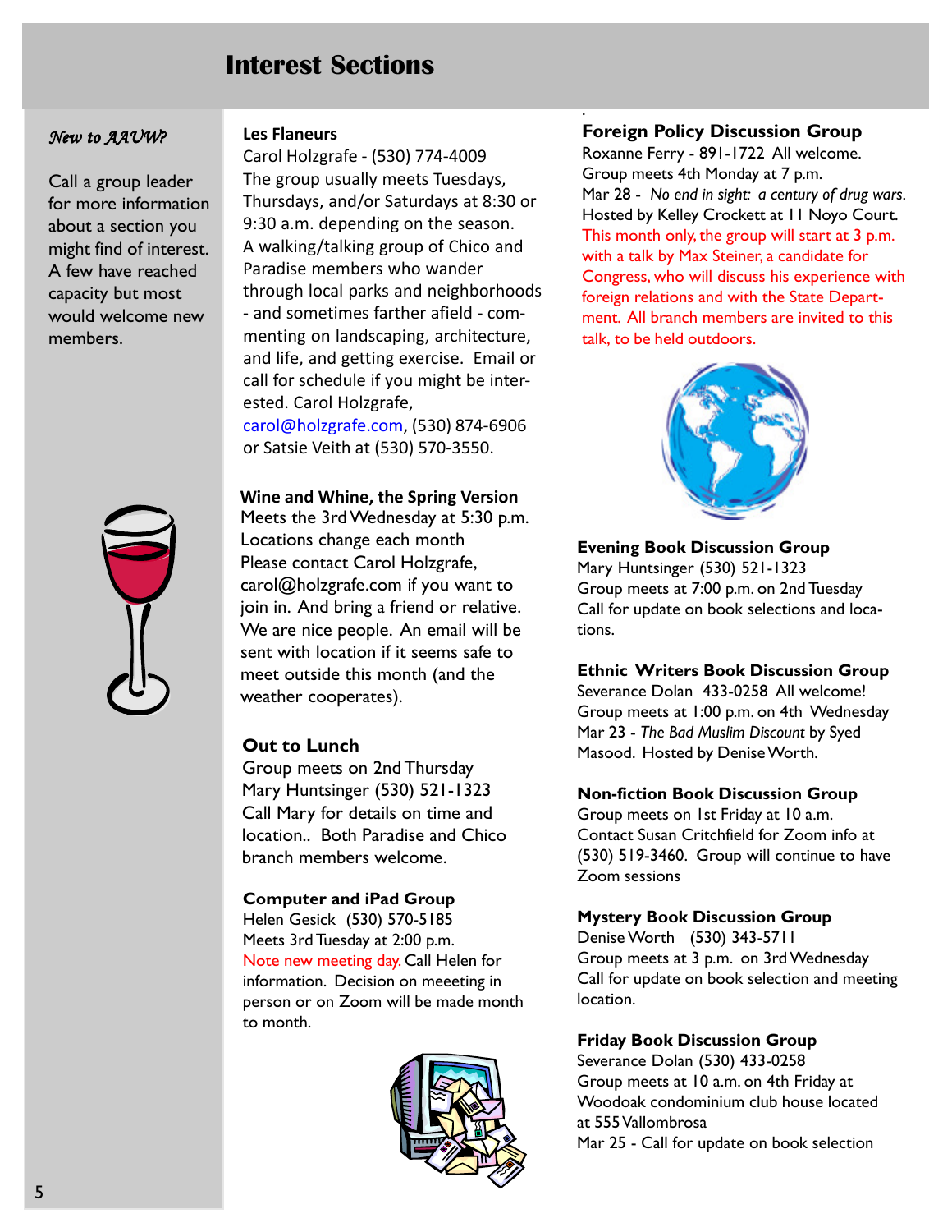# Interest Sections

*New to AAUW?*

Call a group leader for more information about a section you might find of interest. A few have reached capacity but most would welcome new members.

**Les Flaneurs**
Carol Holzgrafe - (530) 774-4009
The group usually meets Tuesdays, Thursdays, and/or Saturdays at 8:30 or 9:30 a.m. depending on the season. A walking/talking group of Chico and Paradise members who wander through local parks and neighborhoods - and sometimes farther afield - commenting on landscaping, architecture, and life, and getting exercise. Email or call for schedule if you might be interested. Carol Holzgrafe, carol@holzgrafe.com, (530) 874-6906 or Satsie Veith at (530) 570-3550.

**Wine and Whine, the Spring Version**
Meets the 3rd Wednesday at 5:30 p.m.
Locations change each month
Please contact Carol Holzgrafe, carol@holzgrafe.com if you want to join in. And bring a friend or relative. We are nice people. An email will be sent with location if it seems safe to meet outside this month (and the weather cooperates).

**Out to Lunch**
Group meets on 2nd Thursday
Mary Huntsinger (530) 521-1323
Call Mary for details on time and location.. Both Paradise and Chico branch members welcome.

**Computer and iPad Group**
Helen Gesick (530) 570-5185
Meets 3rd Tuesday at 2:00 p.m.
Note new meeting day. Call Helen for information. Decision on meeeting in person or on Zoom will be made month to month.

**Foreign Policy Discussion Group**
Roxanne Ferry - 891-1722 All welcome.
Group meets 4th Monday at 7 p.m.
Mar 28 - *No end in sight: a century of drug wars.*
Hosted by Kelley Crockett at 11 Noyo Court.
This month only, the group will start at 3 p.m. with a talk by Max Steiner, a candidate for Congress, who will discuss his experience with foreign relations and with the State Department. All branch members are invited to this talk, to be held outdoors.

**Evening Book Discussion Group**
Mary Huntsinger (530) 521-1323
Group meets at 7:00 p.m. on 2nd Tuesday
Call for update on book selections and locations.

**Ethnic Writers Book Discussion Group**
Severance Dolan 433-0258 All welcome!
Group meets at 1:00 p.m. on 4th Wednesday
Mar 23 - *The Bad Muslim Discount* by Syed Masood. Hosted by Denise Worth.

**Non-fiction Book Discussion Group**
Group meets on 1st Friday at 10 a.m.
Contact Susan Critchfield for Zoom info at (530) 519-3460. Group will continue to have Zoom sessions

**Mystery Book Discussion Group**
Denise Worth (530) 343-5711
Group meets at 3 p.m. on 3rd Wednesday
Call for update on book selection and meeting location.

**Friday Book Discussion Group**
Severance Dolan (530) 433-0258
Group meets at 10 a.m. on 4th Friday at Woodoak condominium club house located at 555 Vallombrosa
Mar 25 - Call for update on book selection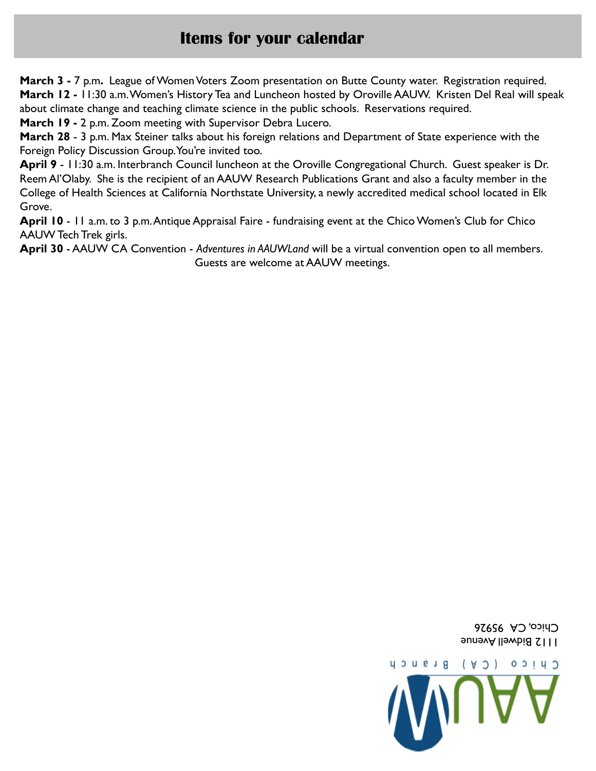# Items for your calendar

**March 3 -** 7 p.m**.** League of Women Voters Zoom presentation on Butte County water. Registration required.
**March 12 -** 11:30 a.m. Women's History Tea and Luncheon hosted by Oroville AAUW. Kristen Del Real will speak about climate change and teaching climate science in the public schools. Reservations required.
**March 19 -** 2 p.m. Zoom meeting with Supervisor Debra Lucero.
**March 28** - 3 p.m. Max Steiner talks about his foreign relations and Department of State experience with the Foreign Policy Discussion Group. You're invited too.
**April 9** - 11:30 a.m. Interbranch Council luncheon at the Oroville Congregational Church. Guest speaker is Dr. Reem Al'Olaby. She is the recipient of an AAUW Research Publications Grant and also a faculty member in the College of Health Sciences at California Northstate University, a newly accredited medical school located in Elk Grove.
**April 10** - 11 a.m. to 3 p.m. Antique Appraisal Faire - fundraising event at the Chico Women's Club for Chico AAUW Tech Trek girls.
**April 30** - AAUW CA Convention - *Adventures in AAUWLand* will be a virtual convention open to all members.

Guests are welcome at AAUW meetings.

AAUW
Chico (CA) Branch
1112 Bidwell Avenue
Chico, CA 95926